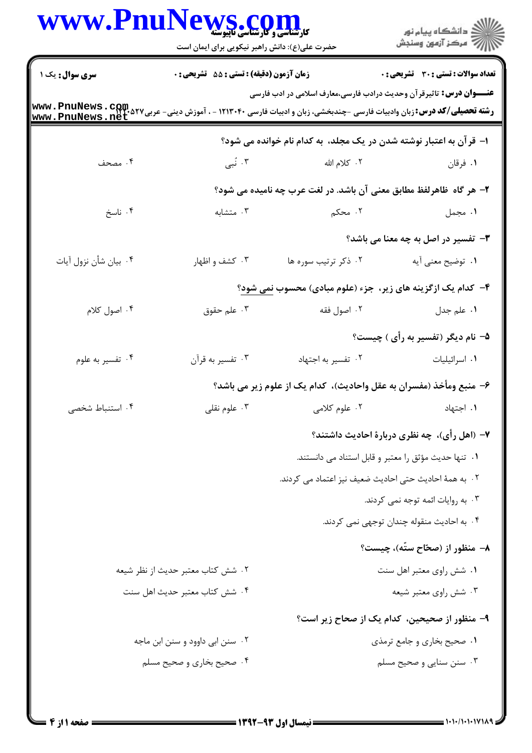**سری سوال:** یک ۱ | **زمان آزمون (دقیقه) : تستی : ۵۵ تشریحی : ۰** | **تعداد سوالات : تستی : ۳۰ تشریحی : ۰**

**عنـــوان درس:** تاثیرقرآن وحدیث درادب فارسی،معارف اسلامی در ادب فارسی

**رشته تحصیلی/کد درس:** زبان وادبیات فارسی -چندبخشی، زبان و ادبیات فارسی ۱۲۱۳۰۴۰ - ، آموزش دینی- عربی۱۲۲۰۵۲۷

۱- قرآن به اعتبار نوشته شدن در یک مجلد، به کدام نام خوانده می شود؟

۱. فرقان
۲. کلام الله
۳. نُبی
۴. مصحف

۲- هر گاه ظاهرلفظ مطابق معنی آن باشد. در لغت عرب چه نامیده می شود؟

۱. مجمل
۲. محکم
۳. متشابه
۴. ناسخ

۳- تفسیر در اصل به چه معنا می باشد؟

۱. توضیح معنی آیه
۲. ذکر ترتیب سوره ها
۳. کشف و اظهار
۴. بیان شأن نزول آیات

۴- کدام یک ازگزینه های زیر، جزء (علوم مبادی) محسوب نمی شود؟

۱. علم جدل
۲. اصول فقه
۳. علم حقوق
۴. اصول کلام

۵- نام دیگر (تفسیر به رأی ) چیست؟

۱. اسرائیلیات
۲. تفسیر به اجتهاد
۳. تفسیر به قرآن
۴. تفسیر به علوم

۶- منبع ومأخذ (مفسران به عقل واحادیث)، کدام یک از علوم زیر می باشد؟

۱. اجتهاد
۲. علوم کلامی
۳. علوم نقلی
۴. استنباط شخصی

۷- (اهل رأی)، چه نظری دربارهٔ احادیث داشتند؟

۱. تنها حدیث مؤثق را معتبر و قابل استناد می دانستند.
۲. به همهٔ احادیث حتی احادیث ضعیف نیز اعتماد می کردند.
۳. به روایات ائمه توجه نمی کردند.
۴. به احادیث منقوله چندان توجهی نمی کردند.

۸- منظور از (صحّاح ستّه)، چیست؟

۱. شش راوی معتبر اهل سنت
۲. شش کتاب معتبر حدیث از نظر شیعه
۳. شش راوی معتبر شیعه
۴. شش کتاب معتبر حدیث اهل سنت

۹- منظور از صحیحین، کدام یک از صحاح زیر است؟

۱. صحیح بخاری و جامع ترمذی
۲. سنن ابی داوود و سنن ابن ماجه
۳. سنن سنایی و صحیح مسلم
۴. صحیح بخاری و صحیح مسلم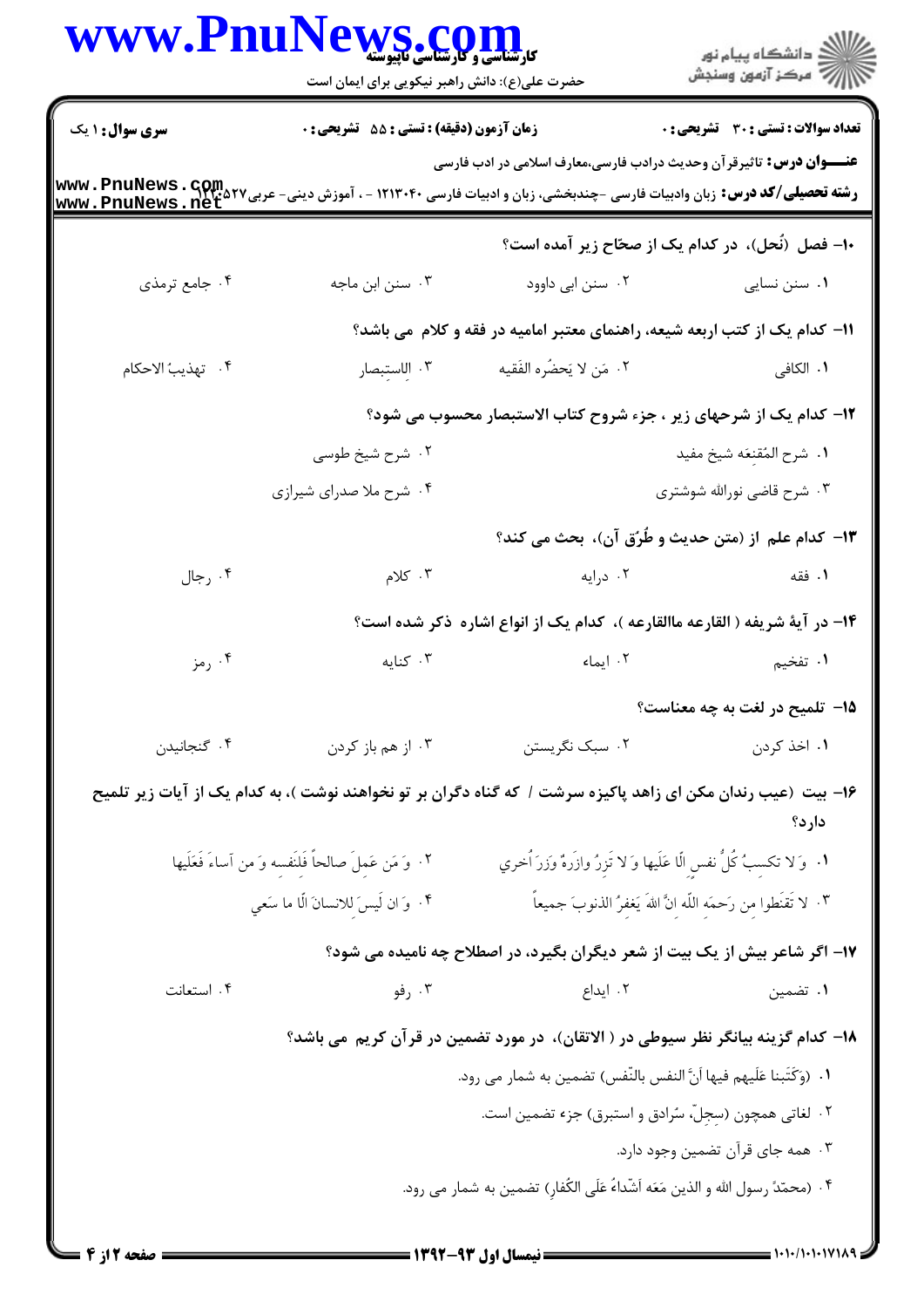**سری سوال:** ۱ یک | **زمان آزمون (دقیقه) : تستی : ۵۵ تشریحی : ۰** | **تعداد سوالات : تستی : ۳۰ تشریحی : ۰**

**عنـــوان درس:** تاثیرقرآن وحدیث درادب فارسی،معارف اسلامی در ادب فارسی

**رشته تحصیلی/کد درس:** زبان وادبیات فارسی -چندبخشی، زبان و ادبیات فارسی ۱۲۱۳۰۴۰ - ، آموزش دینی- عربی۱۲۲۰۵۲۷

**۱۰- فصل (نُحل)، در کدام یک از صحّاح زیر آمده است؟**

۱. سنن نسایی
۲. سنن ابی داوود
۳. سنن ابن ماجه
۴. جامع ترمذی

**۱۱- کدام یک از کتب اربعه شیعه، راهنمای معتبر امامیه در فقه و کلام می باشد؟**

۱. الکافی
۲. مَن لا یَحضُره الفَقیه
۳. الاستِبصار
۴. تهذیبُ الاحکام

**۱۲- کدام یک از شرحهای زیر ، جزء شروح کتاب الاستبصار محسوب می شود؟**

۱. شرح المُقنِعَه شیخ مفید
۲. شرح شیخ طوسی
۳. شرح قاضی نورالله شوشتری
۴. شرح ملا صدرای شیرازی

**۱۳- کدام علم از (متن حدیث و طُرُق آن)، بحث می کند؟**

۱. فقه
۲. درایه
۳. کلام
۴. رجال

**۱۴- در آیهٔ شریفه ( القارعه ماالقارعه )، کدام یک از انواع اشاره ذکر شده است؟**

۱. تفخیم
۲. ایماء
۳. کنایه
۴. رمز

**۱۵- تلمیح در لغت به چه معناست؟**

۱. اخذ کردن
۲. سبک نگریستن
۳. از هم باز کردن
۴. گنجانیدن

**۱۶- بیت (عیب رندان مکن ای زاهد پاکیزه سرشت / که گناه دگران بر تو نخواهند نوشت )، به کدام یک از آیات زیر تلمیح دارد؟**

۱. وَ لا تکسبُ کُلُّ نفسٍ الّا عَلَیها وَ لا تَزِرُ وازِرَهٌ وِزرَ اُخری
۲. وَ مَن عَمِلَ صالحاً فَلِنَفسه وَ مَن اَساءَ فَعَلَیها
۳. لا تَقنَطوا مِن رَحمَهِ اللّه انَّ اللهَ یَغفِرُ الذنوبَ جمیعاً
۴. وَ ان لَیسَ للانسانَ الّا ما سَعی

**۱۷- اگر شاعر بیش از یک بیت از شعر دیگران بگیرد، در اصطلاح چه نامیده می شود؟**

۱. تضمین
۲. ایداع
۳. رفو
۴. استعانت

**۱۸- کدام گزینه بیانگر نظر سیوطی در ( الاتقان)، در مورد تضمین در قرآن کریم می باشد؟**

۱. (وَکَتَبنا عَلَیهم فیها اَنَّ النفس بالنَّفس) تضمین به شمار می رود.
۲. لغاتی همچون (سِجِلّ، سُرادق و استبرق) جزء تضمین است.
۳. همه جای قرآن تضمین وجود دارد.
۴. (محمّدٌ رسول الله و الذین مَعَه اَشّداءُ عَلَی الکُفارِ) تضمین به شمار می رود.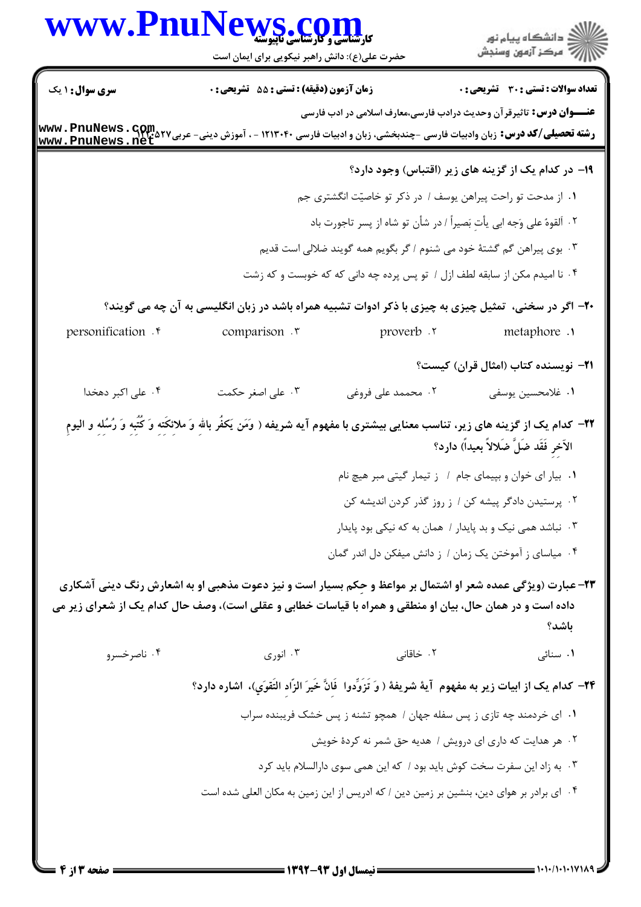**سری سوال:** ۱ یک | **زمان آزمون (دقیقه) : تستی :** ۵۵ **تشریحی :** ۰ | **تعداد سوالات : تستی :** ۳۰ **تشریحی :** ۰

**عنـــوان درس:** تاثیرقرآن وحدیث درادب فارسی،معارف اسلامی در ادب فارسی

**رشته تحصیلی/کد درس:** زبان وادبیات فارسی -چندبخشی، زبان و ادبیات فارسی ۱۲۱۳۰۴۰ - ، آموزش دینی- عربی۱۲۲۰۵۲۷

**۱۹- در کدام یک از گزینه های زیر (اقتباس) وجود دارد؟**

۱. از مدحت تو راحت پیراهن یوسف / در ذکر تو خاصیّت انگشتری جم

۲. اَلقوهُ علی وَجه ابی یأتِ بَصیراً / در شأن تو شاه از پسر تاجورت باد

۳. بوی پیراهن گم گشتهٔ خود می شنوم / گر بگویم همه گویند ضلالی است قدیم

۴. نا امیدم مکن از سابقه لطف ازل / تو پس پرده چه دانی که که خوبست و که زشت

**۲۰- اگر در سخنی، تمثیل چیزی به چیزی با ذکر ادوات تشبیه همراه باشد در زبان انگلیسی به آن چه می گویند؟**

۱. metaphore
۲. proverb
۳. comparison
۴. personification

**۲۱- نویسنده کتاب (امثال قران) کیست؟**

۱. غلامحسین یوسفی
۲. محمد علی فروغی
۳. علی اصغر حکمت
۴. علی اکبر دهخدا

**۲۲- کدام یک از گزینه های زیر، تناسب معنایی بیشتری با مفهوم آیه شریفه ( وَمَن یَکفُر باللهِ وَ ملائکَته وَ کُتُبه وَ رُسُله و الیومِ الآخرِ فَقَد ضَلَّ ضَلالاً بعیداً) دارد؟**

۱. بیار ای خوان و پیمای جام / ز تیمار گیتی مبر هیچ نام

۲. پرستیدن دادگر پیشه کن / ز روز گذر کردن اندیشه کن

۳. نباشد همی نیک و بد پایدار / همان به که نیکی بود پایدار

۴. میاسای ز آموختن یک زمان / ز دانش میفکن دل اندر گمان

**۲۳- عبارت (ویژگی عمده شعر او اشتمال بر مواعظ و حِکم بسیار است و نیز دعوت مذهبی او به اشعارش رنگ دینی آشکاری داده است و در همان حال، بیان او منطقی و همراه با قیاسات خطابی و عقلی است)، وصف حال کدام یک از شعرای زیر می باشد؟**

۱. سنائی
۲. خاقانی
۳. انوری
۴. ناصرخسرو

**۲۴- کدام یک از ابیات زیر به مفهوم آیهٔ شریفهٔ ( وَ تَزَوَّدوا فَانَّ خَیرَ الزّادِ التَقوَی)، اشاره دارد؟**

۱. ای خردمند چه تازی ز پس سفله جهان / همچو تشنه ز پس خشک فریبنده سراب

۲. هر هدایت که داری ای درویش / هدیه حق شمر نه کردهٔ خویش

۳. به زاد این سفرت سخت کوش باید بود / که این همی سوی دارالسلام باید کرد

۴. ای برادر بر هوای دین، بنشین بر زمین دین / که ادریس از این زمین به مکان العلی شده است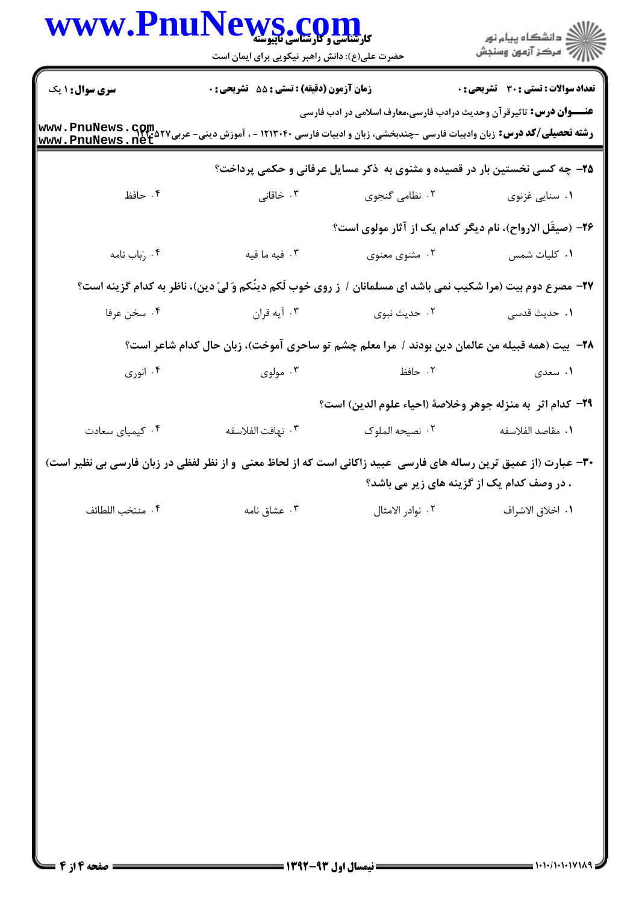**سری سوال:** ۱ یک | **زمان آزمون (دقیقه) : تستی :** ۵۵ **تشریحی :** ۰ | **تعداد سوالات : تستی :** ۳۰ **تشریحی :** ۰

**عنـــوان درس:** تاثیرقرآن وحدیث درادب فارسی،معارف اسلامی در ادب فارسی

**رشته تحصیلی/کد درس:** زبان وادبیات فارسی -چندبخشی، زبان و ادبیات فارسی ۱۲۱۳۰۴۰ - ، آموزش دینی- عربی۱۲۲۰۵۲۷

۲۵- چه کسی نخستین بار در قصیده و مثنوی به ذکر مسایل عرفانی و حکمی پرداخت؟

۱. سنایی غزنوی
۲. نظامی گنجوی
۳. خاقانی
۴. حافظ

۲۶- (صیقَل الارواح)، نام دیگر کدام یک از آثار مولوی است؟

۱. کلیات شمس
۲. مثنوی معنوی
۳. فیه ما فیه
۴. رَباب نامه

۲۷- مصرع دوم بیت (مرا شکیب نمی باشد ای مسلمانان / ز روی خوب لَکم دینُکم وَ لیَ دین)، ناظر به کدام گزینه است؟

۱. حدیث قدسی
۲. حدیث نبوی
۳. آیه قران
۴. سخن عرفا

۲۸- بیت (همه قبیله من عالمان دین بودند / مرا معلم چشم تو ساحری آموخت)، زبان حال کدام شاعر است؟

۱. سعدی
۲. حافظ
۳. مولوی
۴. انوری

۲۹- کدام اثر به منزله جوهر وخلاصهٔ (احیاء علوم الدین) است؟

۱. مقاصد الفلاسفه
۲. نصیحه الملوک
۳. تهافت الفلاسفه
۴. کیمیای سعادت

۳۰- عبارت (از عمیق ترین رساله های فارسی عبید زاکانی است که از لحاظ معنی و از نظر لفظی در زبان فارسی بی نظیر است) ، در وصف کدام یک از گزینه های زیر می باشد؟

۱. اخلاق الاشراف
۲. نوادر الامثال
۳. عشاق نامه
۴. منتخب اللطائف